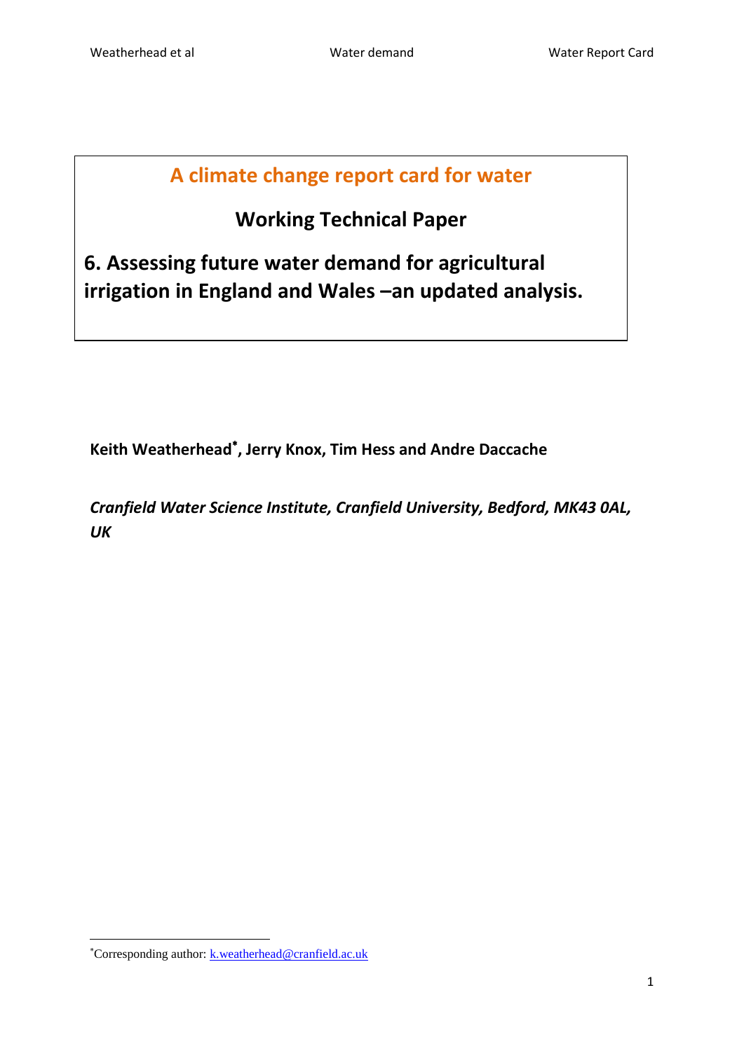# A climate change report card for water

## Working Technical Paper

## 6. Assessing future water demand for agricultural irrigation in England and Wales –an updated analysis.

**Keith Weatherhead[*], Jerry Knox, Tim Hess and Andre Daccache**

***Cranfield Water Science Institute, Cranfield University, Bedford, MK43 0AL, UK***

[*]Corresponding author: k.weatherhead@cranfield.ac.uk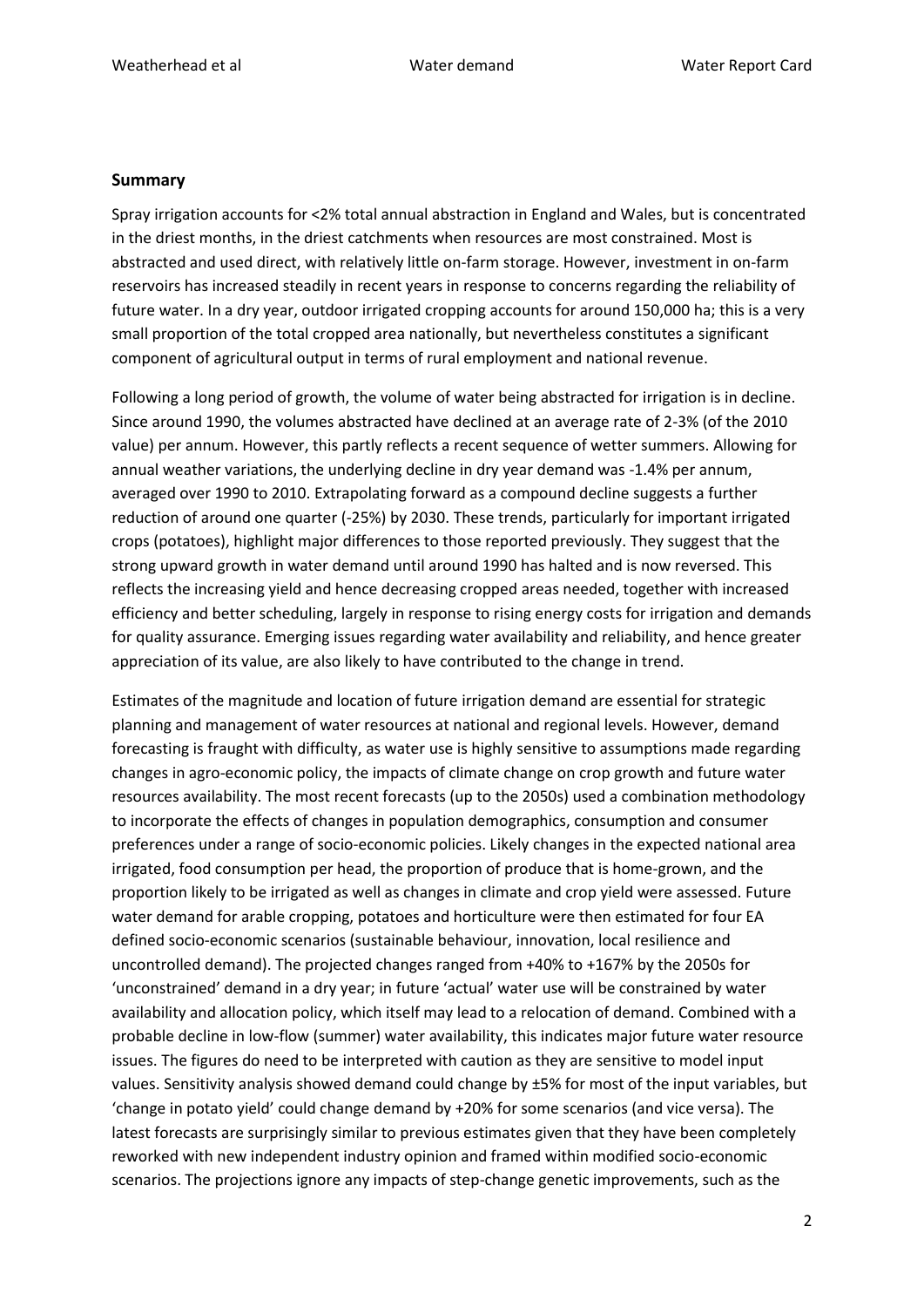## Summary

Spray irrigation accounts for <2% total annual abstraction in England and Wales, but is concentrated in the driest months, in the driest catchments when resources are most constrained. Most is abstracted and used direct, with relatively little on-farm storage. However, investment in on-farm reservoirs has increased steadily in recent years in response to concerns regarding the reliability of future water. In a dry year, outdoor irrigated cropping accounts for around 150,000 ha; this is a very small proportion of the total cropped area nationally, but nevertheless constitutes a significant component of agricultural output in terms of rural employment and national revenue.

Following a long period of growth, the volume of water being abstracted for irrigation is in decline. Since around 1990, the volumes abstracted have declined at an average rate of 2-3% (of the 2010 value) per annum. However, this partly reflects a recent sequence of wetter summers. Allowing for annual weather variations, the underlying decline in dry year demand was -1.4% per annum, averaged over 1990 to 2010. Extrapolating forward as a compound decline suggests a further reduction of around one quarter (-25%) by 2030. These trends, particularly for important irrigated crops (potatoes), highlight major differences to those reported previously. They suggest that the strong upward growth in water demand until around 1990 has halted and is now reversed. This reflects the increasing yield and hence decreasing cropped areas needed, together with increased efficiency and better scheduling, largely in response to rising energy costs for irrigation and demands for quality assurance. Emerging issues regarding water availability and reliability, and hence greater appreciation of its value, are also likely to have contributed to the change in trend.

Estimates of the magnitude and location of future irrigation demand are essential for strategic planning and management of water resources at national and regional levels. However, demand forecasting is fraught with difficulty, as water use is highly sensitive to assumptions made regarding changes in agro-economic policy, the impacts of climate change on crop growth and future water resources availability. The most recent forecasts (up to the 2050s) used a combination methodology to incorporate the effects of changes in population demographics, consumption and consumer preferences under a range of socio-economic policies. Likely changes in the expected national area irrigated, food consumption per head, the proportion of produce that is home-grown, and the proportion likely to be irrigated as well as changes in climate and crop yield were assessed. Future water demand for arable cropping, potatoes and horticulture were then estimated for four EA defined socio-economic scenarios (sustainable behaviour, innovation, local resilience and uncontrolled demand). The projected changes ranged from +40% to +167% by the 2050s for 'unconstrained' demand in a dry year; in future 'actual' water use will be constrained by water availability and allocation policy, which itself may lead to a relocation of demand. Combined with a probable decline in low-flow (summer) water availability, this indicates major future water resource issues. The figures do need to be interpreted with caution as they are sensitive to model input values. Sensitivity analysis showed demand could change by ±5% for most of the input variables, but 'change in potato yield' could change demand by +20% for some scenarios (and vice versa). The latest forecasts are surprisingly similar to previous estimates given that they have been completely reworked with new independent industry opinion and framed within modified socio-economic scenarios. The projections ignore any impacts of step-change genetic improvements, such as the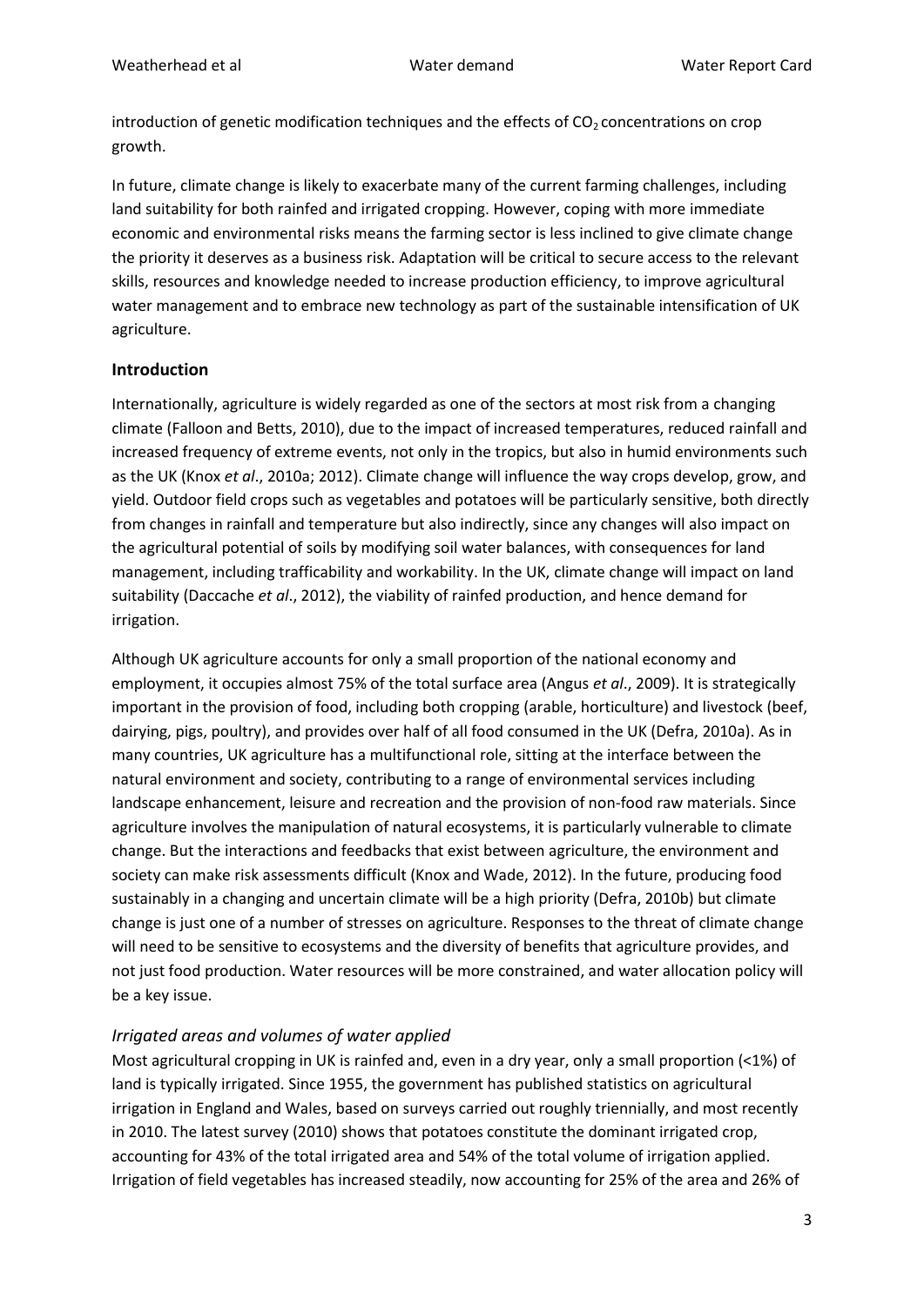introduction of genetic modification techniques and the effects of $CO_2$ concentrations on crop growth.

In future, climate change is likely to exacerbate many of the current farming challenges, including land suitability for both rainfed and irrigated cropping. However, coping with more immediate economic and environmental risks means the farming sector is less inclined to give climate change the priority it deserves as a business risk. Adaptation will be critical to secure access to the relevant skills, resources and knowledge needed to increase production efficiency, to improve agricultural water management and to embrace new technology as part of the sustainable intensification of UK agriculture.

## Introduction

Internationally, agriculture is widely regarded as one of the sectors at most risk from a changing climate (Falloon and Betts, 2010), due to the impact of increased temperatures, reduced rainfall and increased frequency of extreme events, not only in the tropics, but also in humid environments such as the UK (Knox *et al*., 2010a; 2012). Climate change will influence the way crops develop, grow, and yield. Outdoor field crops such as vegetables and potatoes will be particularly sensitive, both directly from changes in rainfall and temperature but also indirectly, since any changes will also impact on the agricultural potential of soils by modifying soil water balances, with consequences for land management, including trafficability and workability. In the UK, climate change will impact on land suitability (Daccache *et al*., 2012), the viability of rainfed production, and hence demand for irrigation.

Although UK agriculture accounts for only a small proportion of the national economy and employment, it occupies almost 75% of the total surface area (Angus *et al*., 2009). It is strategically important in the provision of food, including both cropping (arable, horticulture) and livestock (beef, dairying, pigs, poultry), and provides over half of all food consumed in the UK (Defra, 2010a). As in many countries, UK agriculture has a multifunctional role, sitting at the interface between the natural environment and society, contributing to a range of environmental services including landscape enhancement, leisure and recreation and the provision of non-food raw materials. Since agriculture involves the manipulation of natural ecosystems, it is particularly vulnerable to climate change. But the interactions and feedbacks that exist between agriculture, the environment and society can make risk assessments difficult (Knox and Wade, 2012). In the future, producing food sustainably in a changing and uncertain climate will be a high priority (Defra, 2010b) but climate change is just one of a number of stresses on agriculture. Responses to the threat of climate change will need to be sensitive to ecosystems and the diversity of benefits that agriculture provides, and not just food production. Water resources will be more constrained, and water allocation policy will be a key issue.

### *Irrigated areas and volumes of water applied*

Most agricultural cropping in UK is rainfed and, even in a dry year, only a small proportion (<1%) of land is typically irrigated. Since 1955, the government has published statistics on agricultural irrigation in England and Wales, based on surveys carried out roughly triennially, and most recently in 2010. The latest survey (2010) shows that potatoes constitute the dominant irrigated crop, accounting for 43% of the total irrigated area and 54% of the total volume of irrigation applied. Irrigation of field vegetables has increased steadily, now accounting for 25% of the area and 26% of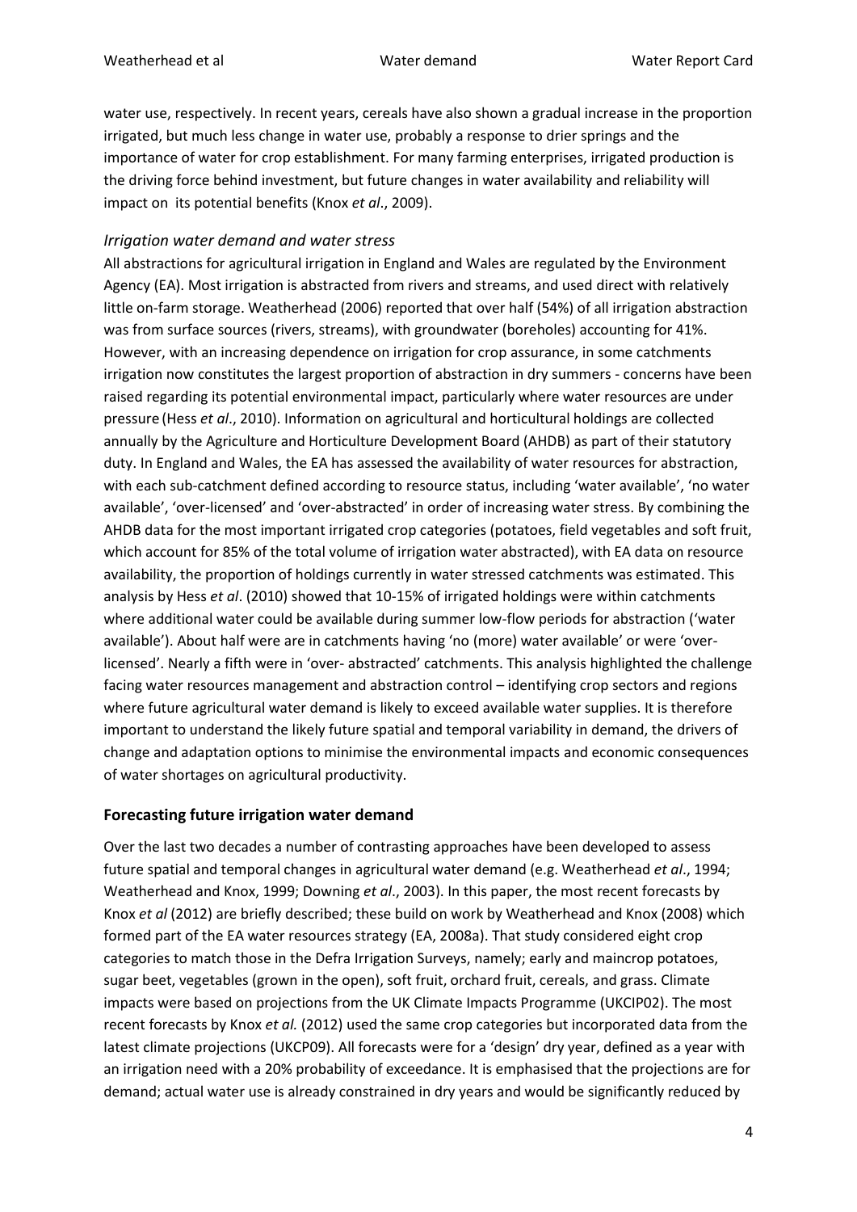water use, respectively. In recent years, cereals have also shown a gradual increase in the proportion irrigated, but much less change in water use, probably a response to drier springs and the importance of water for crop establishment. For many farming enterprises, irrigated production is the driving force behind investment, but future changes in water availability and reliability will impact on its potential benefits (Knox *et al*., 2009).

### *Irrigation water demand and water stress*

All abstractions for agricultural irrigation in England and Wales are regulated by the Environment Agency (EA). Most irrigation is abstracted from rivers and streams, and used direct with relatively little on-farm storage. Weatherhead (2006) reported that over half (54%) of all irrigation abstraction was from surface sources (rivers, streams), with groundwater (boreholes) accounting for 41%. However, with an increasing dependence on irrigation for crop assurance, in some catchments irrigation now constitutes the largest proportion of abstraction in dry summers - concerns have been raised regarding its potential environmental impact, particularly where water resources are under pressure (Hess *et al*., 2010). Information on agricultural and horticultural holdings are collected annually by the Agriculture and Horticulture Development Board (AHDB) as part of their statutory duty. In England and Wales, the EA has assessed the availability of water resources for abstraction, with each sub-catchment defined according to resource status, including 'water available', 'no water available', 'over-licensed' and 'over-abstracted' in order of increasing water stress. By combining the AHDB data for the most important irrigated crop categories (potatoes, field vegetables and soft fruit, which account for 85% of the total volume of irrigation water abstracted), with EA data on resource availability, the proportion of holdings currently in water stressed catchments was estimated. This analysis by Hess *et al*. (2010) showed that 10-15% of irrigated holdings were within catchments where additional water could be available during summer low-flow periods for abstraction ('water available'). About half were are in catchments having 'no (more) water available' or were 'over-licensed'. Nearly a fifth were in 'over- abstracted' catchments. This analysis highlighted the challenge facing water resources management and abstraction control – identifying crop sectors and regions where future agricultural water demand is likely to exceed available water supplies. It is therefore important to understand the likely future spatial and temporal variability in demand, the drivers of change and adaptation options to minimise the environmental impacts and economic consequences of water shortages on agricultural productivity.

## **Forecasting future irrigation water demand**

Over the last two decades a number of contrasting approaches have been developed to assess future spatial and temporal changes in agricultural water demand (e.g. Weatherhead *et al*., 1994; Weatherhead and Knox, 1999; Downing *et al*., 2003). In this paper, the most recent forecasts by Knox *et al* (2012) are briefly described; these build on work by Weatherhead and Knox (2008) which formed part of the EA water resources strategy (EA, 2008a). That study considered eight crop categories to match those in the Defra Irrigation Surveys, namely; early and maincrop potatoes, sugar beet, vegetables (grown in the open), soft fruit, orchard fruit, cereals, and grass. Climate impacts were based on projections from the UK Climate Impacts Programme (UKCIP02). The most recent forecasts by Knox *et al.* (2012) used the same crop categories but incorporated data from the latest climate projections (UKCP09). All forecasts were for a 'design' dry year, defined as a year with an irrigation need with a 20% probability of exceedance. It is emphasised that the projections are for demand; actual water use is already constrained in dry years and would be significantly reduced by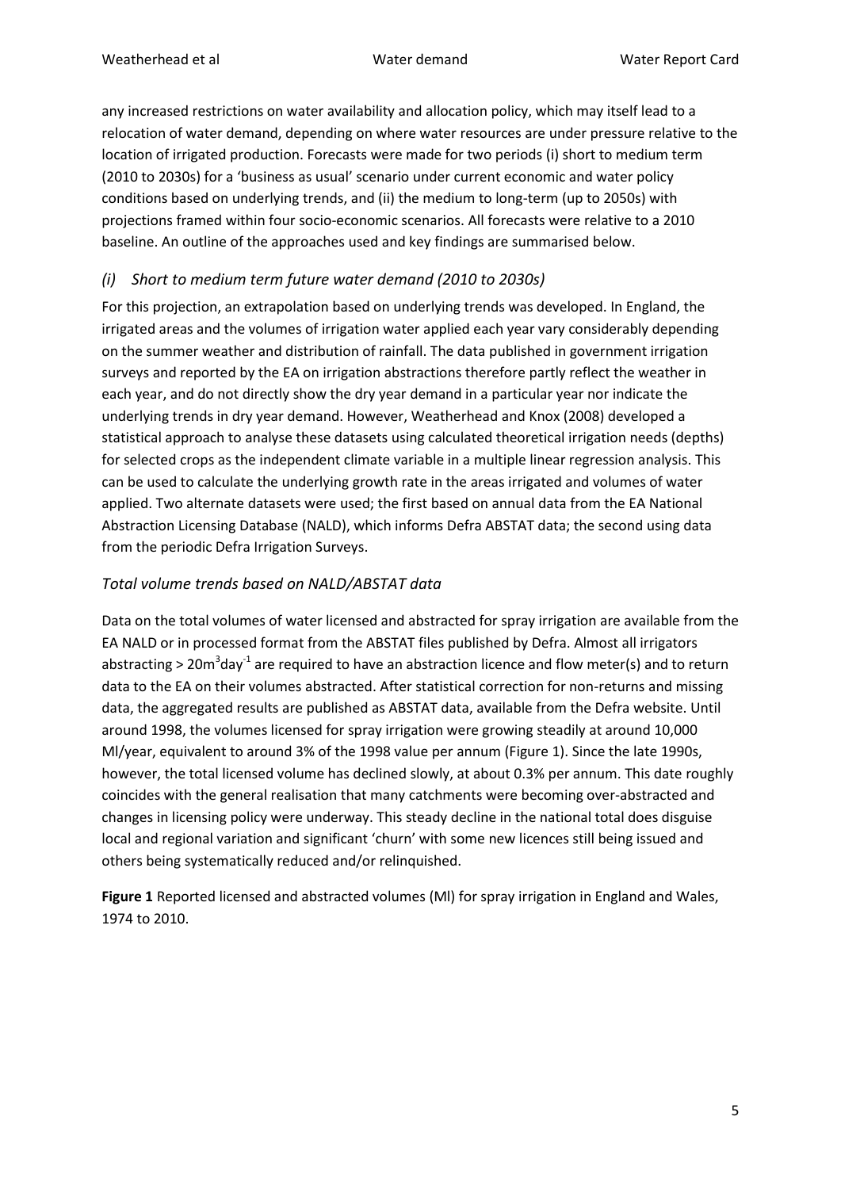any increased restrictions on water availability and allocation policy, which may itself lead to a relocation of water demand, depending on where water resources are under pressure relative to the location of irrigated production. Forecasts were made for two periods (i) short to medium term (2010 to 2030s) for a 'business as usual' scenario under current economic and water policy conditions based on underlying trends, and (ii) the medium to long-term (up to 2050s) with projections framed within four socio-economic scenarios. All forecasts were relative to a 2010 baseline. An outline of the approaches used and key findings are summarised below.

### *(i) Short to medium term future water demand (2010 to 2030s)*

For this projection, an extrapolation based on underlying trends was developed. In England, the irrigated areas and the volumes of irrigation water applied each year vary considerably depending on the summer weather and distribution of rainfall. The data published in government irrigation surveys and reported by the EA on irrigation abstractions therefore partly reflect the weather in each year, and do not directly show the dry year demand in a particular year nor indicate the underlying trends in dry year demand. However, Weatherhead and Knox (2008) developed a statistical approach to analyse these datasets using calculated theoretical irrigation needs (depths) for selected crops as the independent climate variable in a multiple linear regression analysis. This can be used to calculate the underlying growth rate in the areas irrigated and volumes of water applied. Two alternate datasets were used; the first based on annual data from the EA National Abstraction Licensing Database (NALD), which informs Defra ABSTAT data; the second using data from the periodic Defra Irrigation Surveys.

### *Total volume trends based on NALD/ABSTAT data*

Data on the total volumes of water licensed and abstracted for spray irrigation are available from the EA NALD or in processed format from the ABSTAT files published by Defra. Almost all irrigators abstracting > $20m^3day^{-1}$ are required to have an abstraction licence and flow meter(s) and to return data to the EA on their volumes abstracted. After statistical correction for non-returns and missing data, the aggregated results are published as ABSTAT data, available from the Defra website. Until around 1998, the volumes licensed for spray irrigation were growing steadily at around 10,000 Ml/year, equivalent to around 3% of the 1998 value per annum (Figure 1). Since the late 1990s, however, the total licensed volume has declined slowly, at about 0.3% per annum. This date roughly coincides with the general realisation that many catchments were becoming over-abstracted and changes in licensing policy were underway. This steady decline in the national total does disguise local and regional variation and significant 'churn' with some new licences still being issued and others being systematically reduced and/or relinquished.

**Figure 1** Reported licensed and abstracted volumes (Ml) for spray irrigation in England and Wales, 1974 to 2010.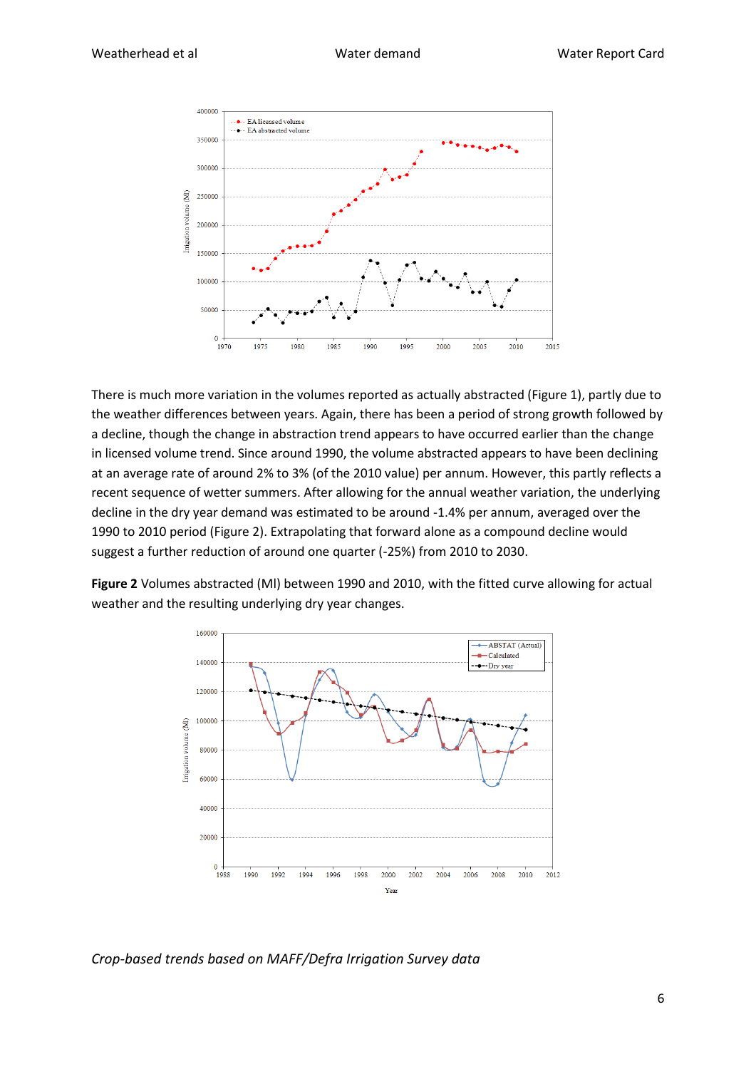There is much more variation in the volumes reported as actually abstracted (Figure 1), partly due to the weather differences between years. Again, there has been a period of strong growth followed by a decline, though the change in abstraction trend appears to have occurred earlier than the change in licensed volume trend. Since around 1990, the volume abstracted appears to have been declining at an average rate of around 2% to 3% (of the 2010 value) per annum. However, this partly reflects a recent sequence of wetter summers. After allowing for the annual weather variation, the underlying decline in the dry year demand was estimated to be around -1.4% per annum, averaged over the 1990 to 2010 period (Figure 2). Extrapolating that forward alone as a compound decline would suggest a further reduction of around one quarter (-25%) from 2010 to 2030.

**Figure 2** Volumes abstracted (Ml) between 1990 and 2010, with the fitted curve allowing for actual weather and the resulting underlying dry year changes.

*Crop-based trends based on MAFF/Defra Irrigation Survey data*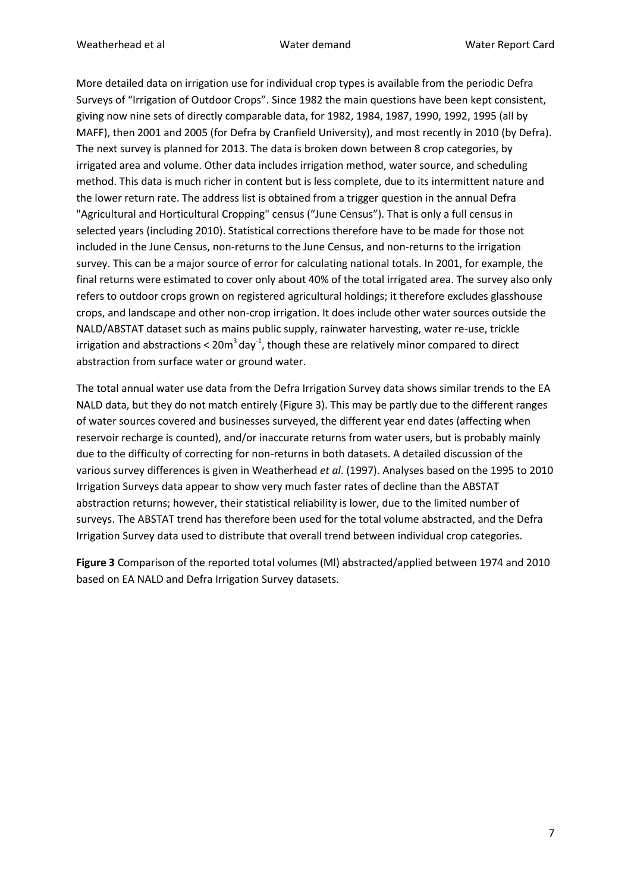More detailed data on irrigation use for individual crop types is available from the periodic Defra Surveys of "Irrigation of Outdoor Crops". Since 1982 the main questions have been kept consistent, giving now nine sets of directly comparable data, for 1982, 1984, 1987, 1990, 1992, 1995 (all by MAFF), then 2001 and 2005 (for Defra by Cranfield University), and most recently in 2010 (by Defra). The next survey is planned for 2013. The data is broken down between 8 crop categories, by irrigated area and volume. Other data includes irrigation method, water source, and scheduling method. This data is much richer in content but is less complete, due to its intermittent nature and the lower return rate. The address list is obtained from a trigger question in the annual Defra "Agricultural and Horticultural Cropping" census ("June Census"). That is only a full census in selected years (including 2010). Statistical corrections therefore have to be made for those not included in the June Census, non-returns to the June Census, and non-returns to the irrigation survey. This can be a major source of error for calculating national totals. In 2001, for example, the final returns were estimated to cover only about 40% of the total irrigated area. The survey also only refers to outdoor crops grown on registered agricultural holdings; it therefore excludes glasshouse crops, and landscape and other non-crop irrigation. It does include other water sources outside the NALD/ABSTAT dataset such as mains public supply, rainwater harvesting, water re-use, trickle irrigation and abstractions < $20m^3 day^{-1}$, though these are relatively minor compared to direct abstraction from surface water or ground water.

The total annual water use data from the Defra Irrigation Survey data shows similar trends to the EA NALD data, but they do not match entirely (Figure 3). This may be partly due to the different ranges of water sources covered and businesses surveyed, the different year end dates (affecting when reservoir recharge is counted), and/or inaccurate returns from water users, but is probably mainly due to the difficulty of correcting for non-returns in both datasets. A detailed discussion of the various survey differences is given in Weatherhead *et al*. (1997). Analyses based on the 1995 to 2010 Irrigation Surveys data appear to show very much faster rates of decline than the ABSTAT abstraction returns; however, their statistical reliability is lower, due to the limited number of surveys. The ABSTAT trend has therefore been used for the total volume abstracted, and the Defra Irrigation Survey data used to distribute that overall trend between individual crop categories.

**Figure 3** Comparison of the reported total volumes (Ml) abstracted/applied between 1974 and 2010 based on EA NALD and Defra Irrigation Survey datasets.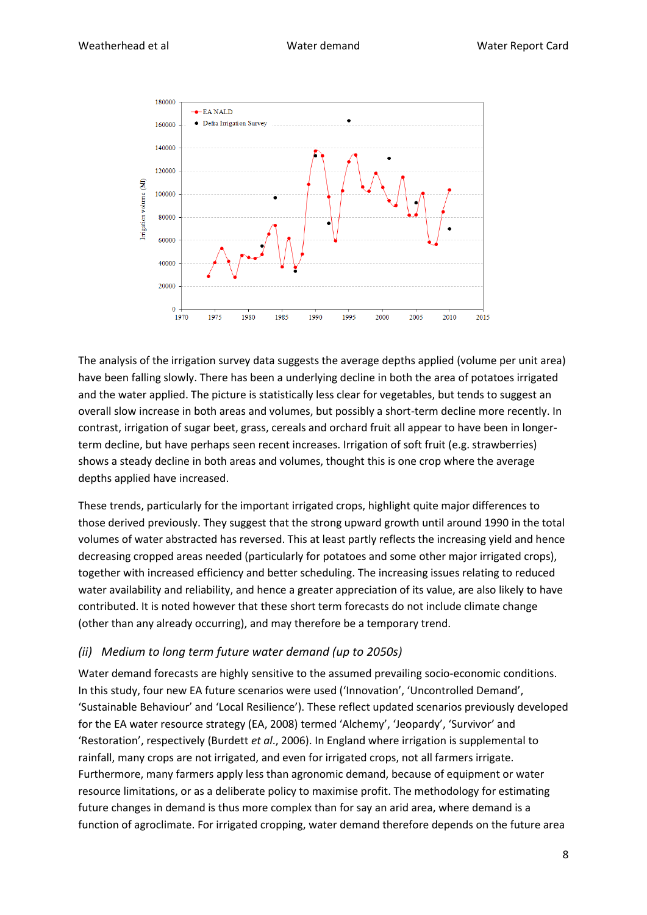The analysis of the irrigation survey data suggests the average depths applied (volume per unit area) have been falling slowly. There has been a underlying decline in both the area of potatoes irrigated and the water applied. The picture is statistically less clear for vegetables, but tends to suggest an overall slow increase in both areas and volumes, but possibly a short-term decline more recently. In contrast, irrigation of sugar beet, grass, cereals and orchard fruit all appear to have been in longer-term decline, but have perhaps seen recent increases. Irrigation of soft fruit (e.g. strawberries) shows a steady decline in both areas and volumes, thought this is one crop where the average depths applied have increased.

These trends, particularly for the important irrigated crops, highlight quite major differences to those derived previously. They suggest that the strong upward growth until around 1990 in the total volumes of water abstracted has reversed. This at least partly reflects the increasing yield and hence decreasing cropped areas needed (particularly for potatoes and some other major irrigated crops), together with increased efficiency and better scheduling. The increasing issues relating to reduced water availability and reliability, and hence a greater appreciation of its value, are also likely to have contributed. It is noted however that these short term forecasts do not include climate change (other than any already occurring), and may therefore be a temporary trend.

### *(ii) Medium to long term future water demand (up to 2050s)*

Water demand forecasts are highly sensitive to the assumed prevailing socio-economic conditions. In this study, four new EA future scenarios were used ('Innovation', 'Uncontrolled Demand', 'Sustainable Behaviour' and 'Local Resilience'). These reflect updated scenarios previously developed for the EA water resource strategy (EA, 2008) termed 'Alchemy', 'Jeopardy', 'Survivor' and 'Restoration', respectively (Burdett *et al*., 2006). In England where irrigation is supplemental to rainfall, many crops are not irrigated, and even for irrigated crops, not all farmers irrigate. Furthermore, many farmers apply less than agronomic demand, because of equipment or water resource limitations, or as a deliberate policy to maximise profit. The methodology for estimating future changes in demand is thus more complex than for say an arid area, where demand is a function of agroclimate. For irrigated cropping, water demand therefore depends on the future area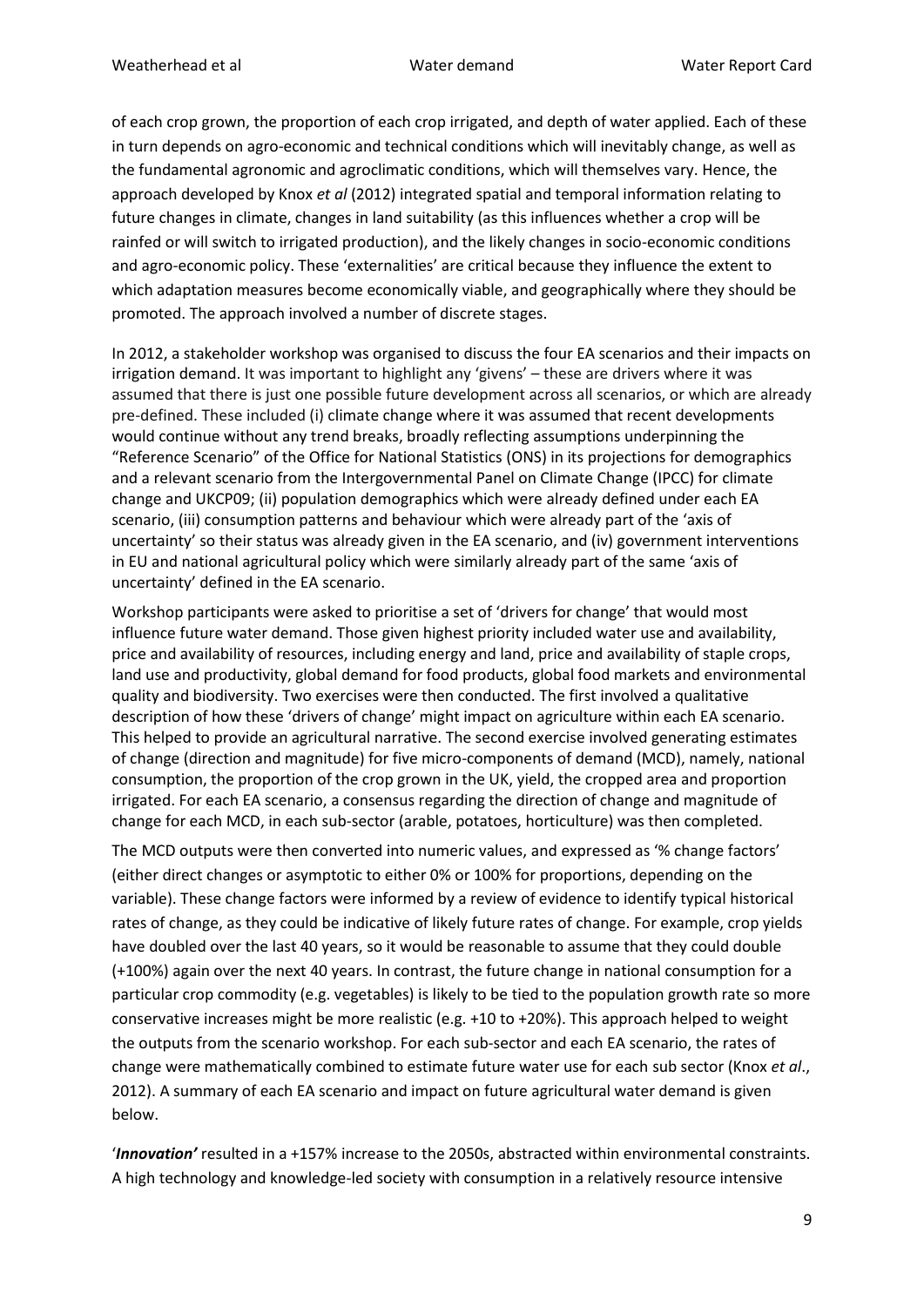of each crop grown, the proportion of each crop irrigated, and depth of water applied. Each of these in turn depends on agro-economic and technical conditions which will inevitably change, as well as the fundamental agronomic and agroclimatic conditions, which will themselves vary. Hence, the approach developed by Knox *et al* (2012) integrated spatial and temporal information relating to future changes in climate, changes in land suitability (as this influences whether a crop will be rainfed or will switch to irrigated production), and the likely changes in socio-economic conditions and agro-economic policy. These 'externalities' are critical because they influence the extent to which adaptation measures become economically viable, and geographically where they should be promoted. The approach involved a number of discrete stages.

In 2012, a stakeholder workshop was organised to discuss the four EA scenarios and their impacts on irrigation demand. It was important to highlight any 'givens' – these are drivers where it was assumed that there is just one possible future development across all scenarios, or which are already pre-defined. These included (i) climate change where it was assumed that recent developments would continue without any trend breaks, broadly reflecting assumptions underpinning the "Reference Scenario" of the Office for National Statistics (ONS) in its projections for demographics and a relevant scenario from the Intergovernmental Panel on Climate Change (IPCC) for climate change and UKCP09; (ii) population demographics which were already defined under each EA scenario, (iii) consumption patterns and behaviour which were already part of the 'axis of uncertainty' so their status was already given in the EA scenario, and (iv) government interventions in EU and national agricultural policy which were similarly already part of the same 'axis of uncertainty' defined in the EA scenario.

Workshop participants were asked to prioritise a set of 'drivers for change' that would most influence future water demand. Those given highest priority included water use and availability, price and availability of resources, including energy and land, price and availability of staple crops, land use and productivity, global demand for food products, global food markets and environmental quality and biodiversity. Two exercises were then conducted. The first involved a qualitative description of how these 'drivers of change' might impact on agriculture within each EA scenario. This helped to provide an agricultural narrative. The second exercise involved generating estimates of change (direction and magnitude) for five micro-components of demand (MCD), namely, national consumption, the proportion of the crop grown in the UK, yield, the cropped area and proportion irrigated. For each EA scenario, a consensus regarding the direction of change and magnitude of change for each MCD, in each sub-sector (arable, potatoes, horticulture) was then completed.

The MCD outputs were then converted into numeric values, and expressed as '% change factors' (either direct changes or asymptotic to either 0% or 100% for proportions, depending on the variable). These change factors were informed by a review of evidence to identify typical historical rates of change, as they could be indicative of likely future rates of change. For example, crop yields have doubled over the last 40 years, so it would be reasonable to assume that they could double (+100%) again over the next 40 years. In contrast, the future change in national consumption for a particular crop commodity (e.g. vegetables) is likely to be tied to the population growth rate so more conservative increases might be more realistic (e.g. +10 to +20%). This approach helped to weight the outputs from the scenario workshop. For each sub-sector and each EA scenario, the rates of change were mathematically combined to estimate future water use for each sub sector (Knox *et al*., 2012). A summary of each EA scenario and impact on future agricultural water demand is given below.

'***Innovation***' resulted in a +157% increase to the 2050s, abstracted within environmental constraints. A high technology and knowledge-led society with consumption in a relatively resource intensive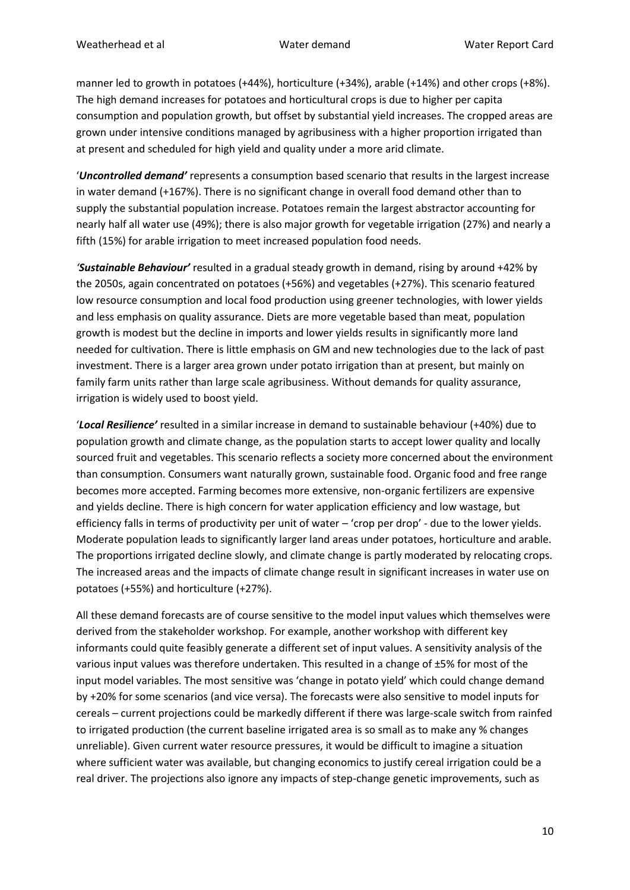manner led to growth in potatoes (+44%), horticulture (+34%), arable (+14%) and other crops (+8%). The high demand increases for potatoes and horticultural crops is due to higher per capita consumption and population growth, but offset by substantial yield increases. The cropped areas are grown under intensive conditions managed by agribusiness with a higher proportion irrigated than at present and scheduled for high yield and quality under a more arid climate.

'***Uncontrolled demand'*** represents a consumption based scenario that results in the largest increase in water demand (+167%). There is no significant change in overall food demand other than to supply the substantial population increase. Potatoes remain the largest abstractor accounting for nearly half all water use (49%); there is also major growth for vegetable irrigation (27%) and nearly a fifth (15%) for arable irrigation to meet increased population food needs.

*'**Sustainable Behaviour'*** resulted in a gradual steady growth in demand, rising by around +42% by the 2050s, again concentrated on potatoes (+56%) and vegetables (+27%). This scenario featured low resource consumption and local food production using greener technologies, with lower yields and less emphasis on quality assurance. Diets are more vegetable based than meat, population growth is modest but the decline in imports and lower yields results in significantly more land needed for cultivation. There is little emphasis on GM and new technologies due to the lack of past investment. There is a larger area grown under potato irrigation than at present, but mainly on family farm units rather than large scale agribusiness. Without demands for quality assurance, irrigation is widely used to boost yield.

'***Local Resilience'*** resulted in a similar increase in demand to sustainable behaviour (+40%) due to population growth and climate change, as the population starts to accept lower quality and locally sourced fruit and vegetables. This scenario reflects a society more concerned about the environment than consumption. Consumers want naturally grown, sustainable food. Organic food and free range becomes more accepted. Farming becomes more extensive, non-organic fertilizers are expensive and yields decline. There is high concern for water application efficiency and low wastage, but efficiency falls in terms of productivity per unit of water – 'crop per drop' - due to the lower yields. Moderate population leads to significantly larger land areas under potatoes, horticulture and arable. The proportions irrigated decline slowly, and climate change is partly moderated by relocating crops. The increased areas and the impacts of climate change result in significant increases in water use on potatoes (+55%) and horticulture (+27%).

All these demand forecasts are of course sensitive to the model input values which themselves were derived from the stakeholder workshop. For example, another workshop with different key informants could quite feasibly generate a different set of input values. A sensitivity analysis of the various input values was therefore undertaken. This resulted in a change of ±5% for most of the input model variables. The most sensitive was 'change in potato yield' which could change demand by +20% for some scenarios (and vice versa). The forecasts were also sensitive to model inputs for cereals – current projections could be markedly different if there was large-scale switch from rainfed to irrigated production (the current baseline irrigated area is so small as to make any % changes unreliable). Given current water resource pressures, it would be difficult to imagine a situation where sufficient water was available, but changing economics to justify cereal irrigation could be a real driver. The projections also ignore any impacts of step-change genetic improvements, such as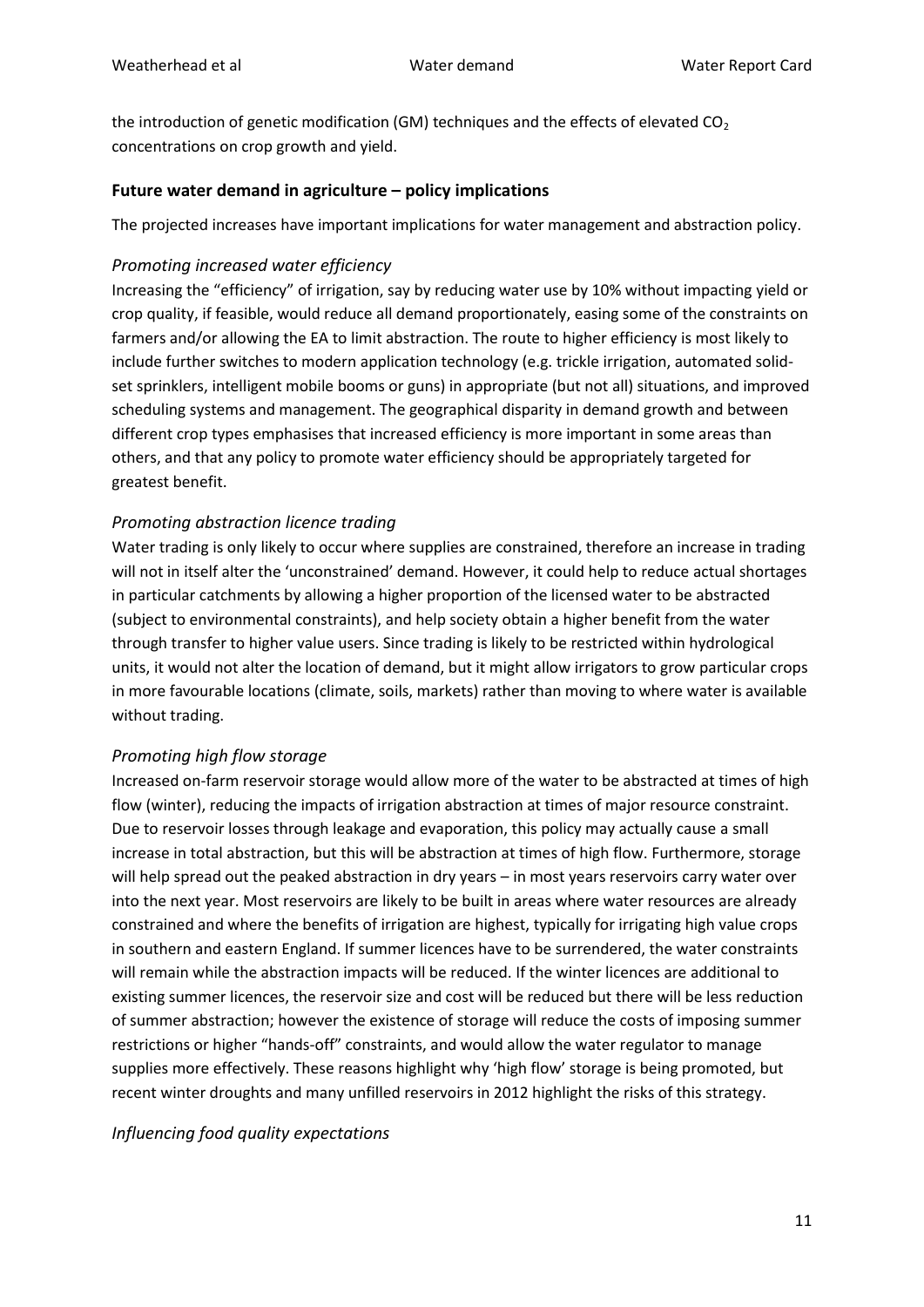the introduction of genetic modification (GM) techniques and the effects of elevated $CO_2$ concentrations on crop growth and yield.

**Future water demand in agriculture – policy implications**

The projected increases have important implications for water management and abstraction policy.

*Promoting increased water efficiency*

Increasing the "efficiency" of irrigation, say by reducing water use by 10% without impacting yield or crop quality, if feasible, would reduce all demand proportionately, easing some of the constraints on farmers and/or allowing the EA to limit abstraction. The route to higher efficiency is most likely to include further switches to modern application technology (e.g. trickle irrigation, automated solid-set sprinklers, intelligent mobile booms or guns) in appropriate (but not all) situations, and improved scheduling systems and management. The geographical disparity in demand growth and between different crop types emphasises that increased efficiency is more important in some areas than others, and that any policy to promote water efficiency should be appropriately targeted for greatest benefit.

*Promoting abstraction licence trading*

Water trading is only likely to occur where supplies are constrained, therefore an increase in trading will not in itself alter the 'unconstrained' demand. However, it could help to reduce actual shortages in particular catchments by allowing a higher proportion of the licensed water to be abstracted (subject to environmental constraints), and help society obtain a higher benefit from the water through transfer to higher value users. Since trading is likely to be restricted within hydrological units, it would not alter the location of demand, but it might allow irrigators to grow particular crops in more favourable locations (climate, soils, markets) rather than moving to where water is available without trading.

*Promoting high flow storage*

Increased on-farm reservoir storage would allow more of the water to be abstracted at times of high flow (winter), reducing the impacts of irrigation abstraction at times of major resource constraint. Due to reservoir losses through leakage and evaporation, this policy may actually cause a small increase in total abstraction, but this will be abstraction at times of high flow. Furthermore, storage will help spread out the peaked abstraction in dry years – in most years reservoirs carry water over into the next year. Most reservoirs are likely to be built in areas where water resources are already constrained and where the benefits of irrigation are highest, typically for irrigating high value crops in southern and eastern England. If summer licences have to be surrendered, the water constraints will remain while the abstraction impacts will be reduced. If the winter licences are additional to existing summer licences, the reservoir size and cost will be reduced but there will be less reduction of summer abstraction; however the existence of storage will reduce the costs of imposing summer restrictions or higher "hands-off" constraints, and would allow the water regulator to manage supplies more effectively. These reasons highlight why 'high flow' storage is being promoted, but recent winter droughts and many unfilled reservoirs in 2012 highlight the risks of this strategy.

*Influencing food quality expectations*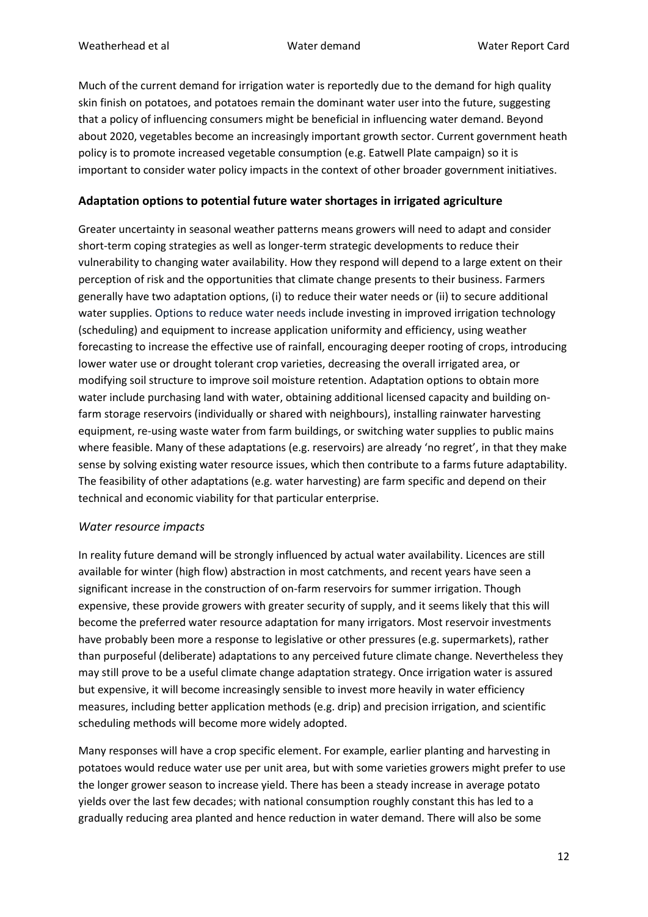Much of the current demand for irrigation water is reportedly due to the demand for high quality skin finish on potatoes, and potatoes remain the dominant water user into the future, suggesting that a policy of influencing consumers might be beneficial in influencing water demand. Beyond about 2020, vegetables become an increasingly important growth sector. Current government heath policy is to promote increased vegetable consumption (e.g. Eatwell Plate campaign) so it is important to consider water policy impacts in the context of other broader government initiatives.

### Adaptation options to potential future water shortages in irrigated agriculture

Greater uncertainty in seasonal weather patterns means growers will need to adapt and consider short-term coping strategies as well as longer-term strategic developments to reduce their vulnerability to changing water availability. How they respond will depend to a large extent on their perception of risk and the opportunities that climate change presents to their business. Farmers generally have two adaptation options, (i) to reduce their water needs or (ii) to secure additional water supplies. Options to reduce water needs include investing in improved irrigation technology (scheduling) and equipment to increase application uniformity and efficiency, using weather forecasting to increase the effective use of rainfall, encouraging deeper rooting of crops, introducing lower water use or drought tolerant crop varieties, decreasing the overall irrigated area, or modifying soil structure to improve soil moisture retention. Adaptation options to obtain more water include purchasing land with water, obtaining additional licensed capacity and building on-farm storage reservoirs (individually or shared with neighbours), installing rainwater harvesting equipment, re-using waste water from farm buildings, or switching water supplies to public mains where feasible. Many of these adaptations (e.g. reservoirs) are already 'no regret', in that they make sense by solving existing water resource issues, which then contribute to a farms future adaptability. The feasibility of other adaptations (e.g. water harvesting) are farm specific and depend on their technical and economic viability for that particular enterprise.

#### *Water resource impacts*

In reality future demand will be strongly influenced by actual water availability. Licences are still available for winter (high flow) abstraction in most catchments, and recent years have seen a significant increase in the construction of on-farm reservoirs for summer irrigation. Though expensive, these provide growers with greater security of supply, and it seems likely that this will become the preferred water resource adaptation for many irrigators. Most reservoir investments have probably been more a response to legislative or other pressures (e.g. supermarkets), rather than purposeful (deliberate) adaptations to any perceived future climate change. Nevertheless they may still prove to be a useful climate change adaptation strategy. Once irrigation water is assured but expensive, it will become increasingly sensible to invest more heavily in water efficiency measures, including better application methods (e.g. drip) and precision irrigation, and scientific scheduling methods will become more widely adopted.

Many responses will have a crop specific element. For example, earlier planting and harvesting in potatoes would reduce water use per unit area, but with some varieties growers might prefer to use the longer grower season to increase yield. There has been a steady increase in average potato yields over the last few decades; with national consumption roughly constant this has led to a gradually reducing area planted and hence reduction in water demand. There will also be some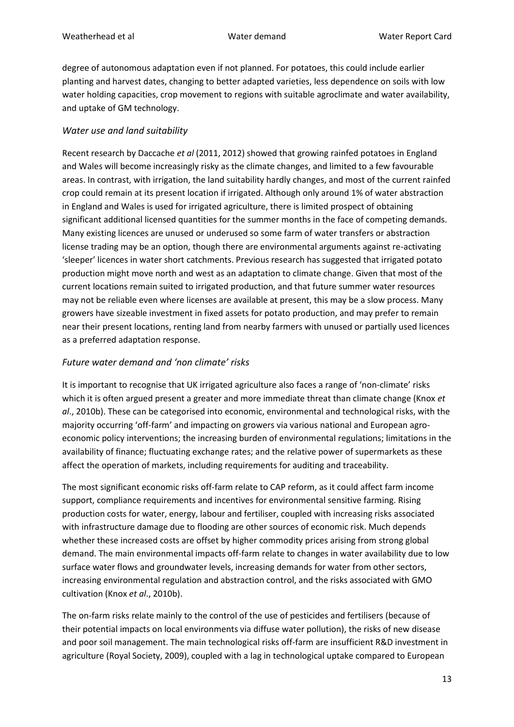degree of autonomous adaptation even if not planned. For potatoes, this could include earlier planting and harvest dates, changing to better adapted varieties, less dependence on soils with low water holding capacities, crop movement to regions with suitable agroclimate and water availability, and uptake of GM technology.

### *Water use and land suitability*

Recent research by Daccache *et al* (2011, 2012) showed that growing rainfed potatoes in England and Wales will become increasingly risky as the climate changes, and limited to a few favourable areas. In contrast, with irrigation, the land suitability hardly changes, and most of the current rainfed crop could remain at its present location if irrigated. Although only around 1% of water abstraction in England and Wales is used for irrigated agriculture, there is limited prospect of obtaining significant additional licensed quantities for the summer months in the face of competing demands. Many existing licences are unused or underused so some farm of water transfers or abstraction license trading may be an option, though there are environmental arguments against re-activating 'sleeper' licences in water short catchments. Previous research has suggested that irrigated potato production might move north and west as an adaptation to climate change. Given that most of the current locations remain suited to irrigated production, and that future summer water resources may not be reliable even where licenses are available at present, this may be a slow process. Many growers have sizeable investment in fixed assets for potato production, and may prefer to remain near their present locations, renting land from nearby farmers with unused or partially used licences as a preferred adaptation response.

### *Future water demand and 'non climate' risks*

It is important to recognise that UK irrigated agriculture also faces a range of 'non-climate' risks which it is often argued present a greater and more immediate threat than climate change (Knox *et al*., 2010b). These can be categorised into economic, environmental and technological risks, with the majority occurring 'off-farm' and impacting on growers via various national and European agro-economic policy interventions; the increasing burden of environmental regulations; limitations in the availability of finance; fluctuating exchange rates; and the relative power of supermarkets as these affect the operation of markets, including requirements for auditing and traceability.

The most significant economic risks off-farm relate to CAP reform, as it could affect farm income support, compliance requirements and incentives for environmental sensitive farming. Rising production costs for water, energy, labour and fertiliser, coupled with increasing risks associated with infrastructure damage due to flooding are other sources of economic risk. Much depends whether these increased costs are offset by higher commodity prices arising from strong global demand. The main environmental impacts off-farm relate to changes in water availability due to low surface water flows and groundwater levels, increasing demands for water from other sectors, increasing environmental regulation and abstraction control, and the risks associated with GMO cultivation (Knox *et al*., 2010b).

The on-farm risks relate mainly to the control of the use of pesticides and fertilisers (because of their potential impacts on local environments via diffuse water pollution), the risks of new disease and poor soil management. The main technological risks off-farm are insufficient R&D investment in agriculture (Royal Society, 2009), coupled with a lag in technological uptake compared to European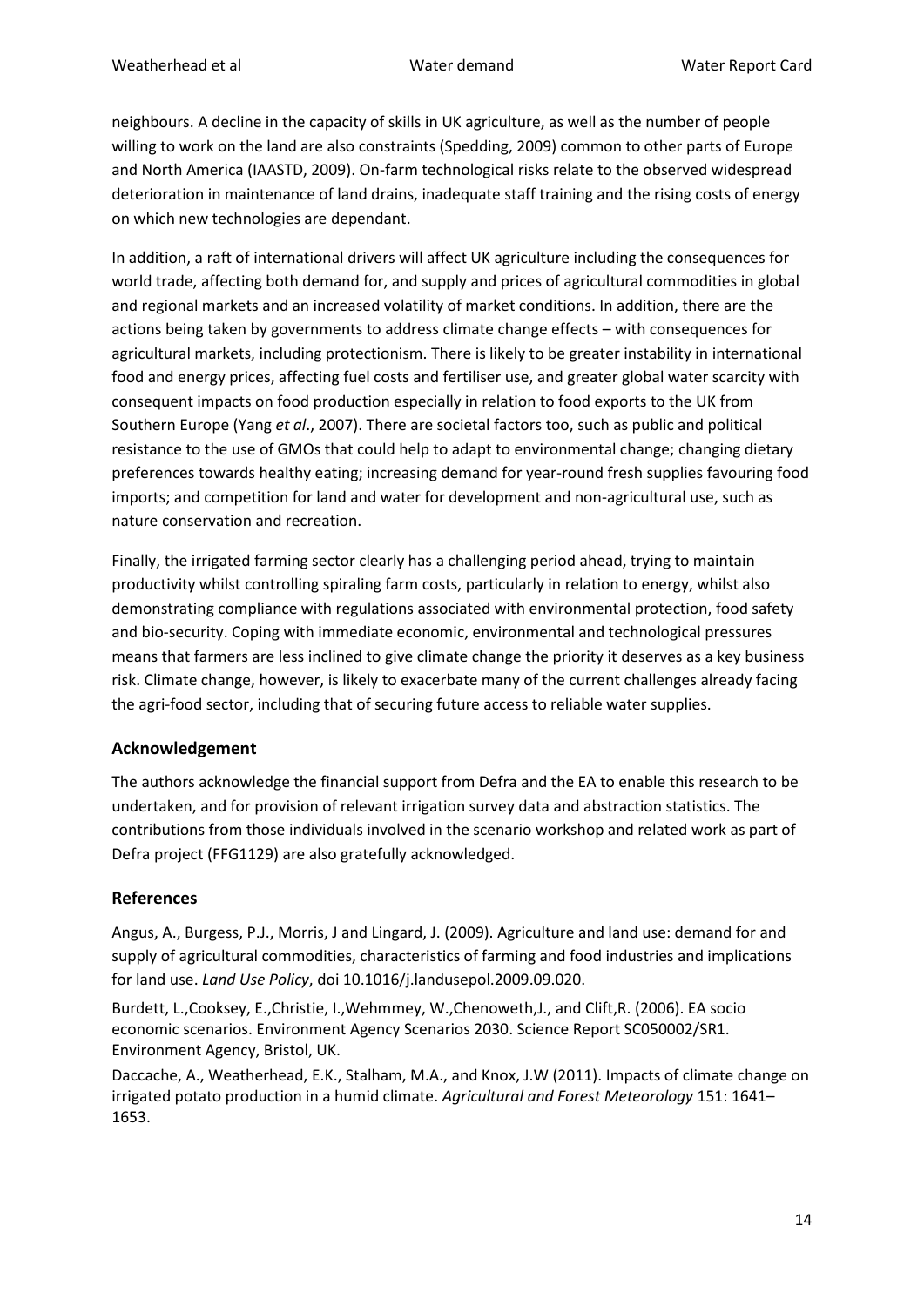neighbours. A decline in the capacity of skills in UK agriculture, as well as the number of people willing to work on the land are also constraints (Spedding, 2009) common to other parts of Europe and North America (IAASTD, 2009). On-farm technological risks relate to the observed widespread deterioration in maintenance of land drains, inadequate staff training and the rising costs of energy on which new technologies are dependant.

In addition, a raft of international drivers will affect UK agriculture including the consequences for world trade, affecting both demand for, and supply and prices of agricultural commodities in global and regional markets and an increased volatility of market conditions. In addition, there are the actions being taken by governments to address climate change effects – with consequences for agricultural markets, including protectionism. There is likely to be greater instability in international food and energy prices, affecting fuel costs and fertiliser use, and greater global water scarcity with consequent impacts on food production especially in relation to food exports to the UK from Southern Europe (Yang *et al*., 2007). There are societal factors too, such as public and political resistance to the use of GMOs that could help to adapt to environmental change; changing dietary preferences towards healthy eating; increasing demand for year-round fresh supplies favouring food imports; and competition for land and water for development and non-agricultural use, such as nature conservation and recreation.

Finally, the irrigated farming sector clearly has a challenging period ahead, trying to maintain productivity whilst controlling spiraling farm costs, particularly in relation to energy, whilst also demonstrating compliance with regulations associated with environmental protection, food safety and bio-security. Coping with immediate economic, environmental and technological pressures means that farmers are less inclined to give climate change the priority it deserves as a key business risk. Climate change, however, is likely to exacerbate many of the current challenges already facing the agri-food sector, including that of securing future access to reliable water supplies.

## Acknowledgement

The authors acknowledge the financial support from Defra and the EA to enable this research to be undertaken, and for provision of relevant irrigation survey data and abstraction statistics. The contributions from those individuals involved in the scenario workshop and related work as part of Defra project (FFG1129) are also gratefully acknowledged.

## References

Angus, A., Burgess, P.J., Morris, J and Lingard, J. (2009). Agriculture and land use: demand for and supply of agricultural commodities, characteristics of farming and food industries and implications for land use. *Land Use Policy*, doi 10.1016/j.landusepol.2009.09.020.

Burdett, L.,Cooksey, E.,Christie, I.,Wehmmey, W.,Chenoweth,J., and Clift,R. (2006). EA socio economic scenarios. Environment Agency Scenarios 2030. Science Report SC050002/SR1. Environment Agency, Bristol, UK.

Daccache, A., Weatherhead, E.K., Stalham, M.A., and Knox, J.W (2011). Impacts of climate change on irrigated potato production in a humid climate. *Agricultural and Forest Meteorology* 151: 1641–1653.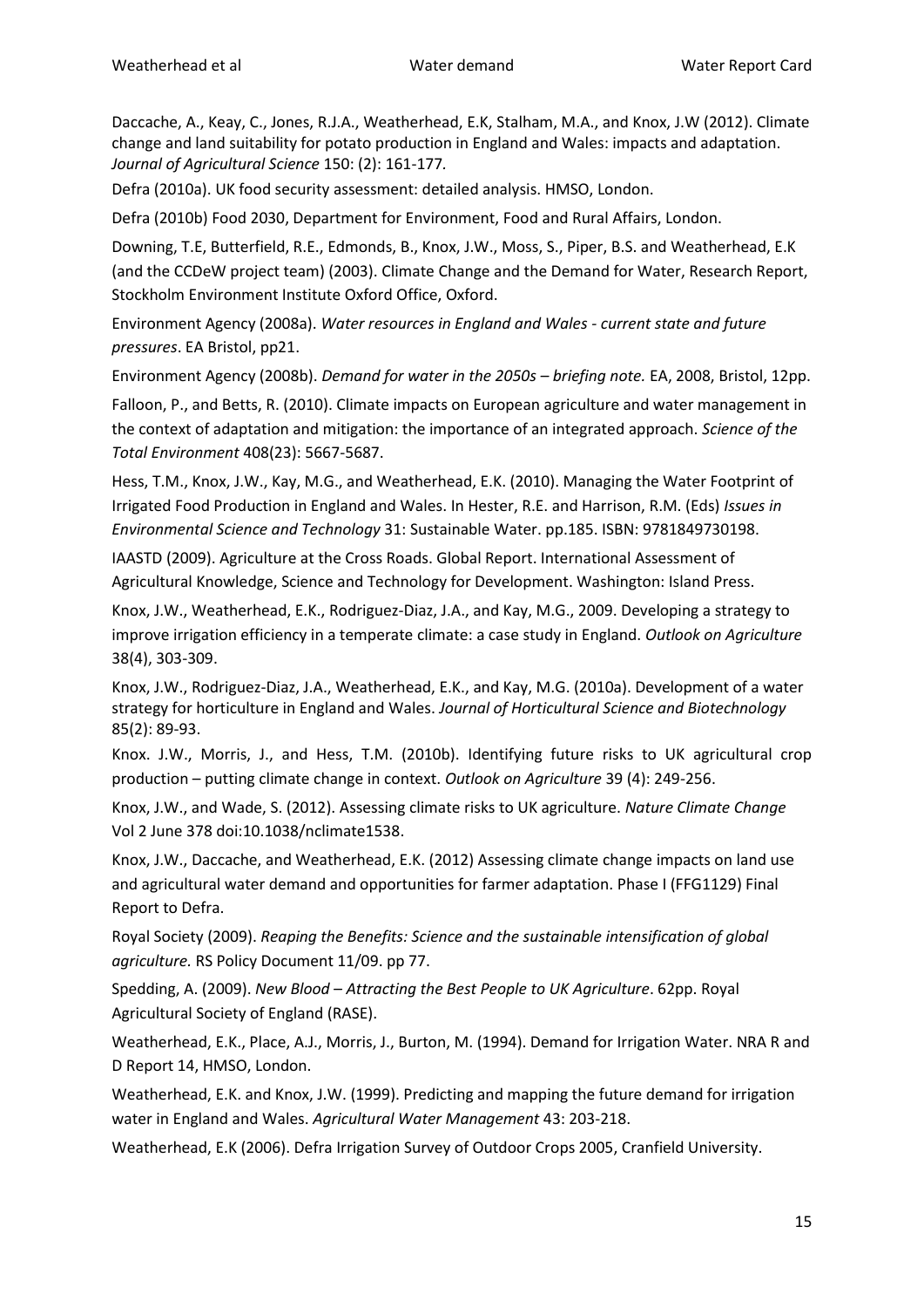Daccache, A., Keay, C., Jones, R.J.A., Weatherhead, E.K, Stalham, M.A., and Knox, J.W (2012). Climate change and land suitability for potato production in England and Wales: impacts and adaptation. *Journal of Agricultural Science* 150: (2): 161-177.

Defra (2010a). UK food security assessment: detailed analysis. HMSO, London.

Defra (2010b) Food 2030, Department for Environment, Food and Rural Affairs, London.

Downing, T.E, Butterfield, R.E., Edmonds, B., Knox, J.W., Moss, S., Piper, B.S. and Weatherhead, E.K (and the CCDeW project team) (2003). Climate Change and the Demand for Water, Research Report, Stockholm Environment Institute Oxford Office, Oxford.

Environment Agency (2008a). *Water resources in England and Wales - current state and future pressures*. EA Bristol, pp21.

Environment Agency (2008b). *Demand for water in the 2050s – briefing note.* EA, 2008, Bristol, 12pp.

Falloon, P., and Betts, R. (2010). Climate impacts on European agriculture and water management in the context of adaptation and mitigation: the importance of an integrated approach. *Science of the Total Environment* 408(23): 5667-5687.

Hess, T.M., Knox, J.W., Kay, M.G., and Weatherhead, E.K. (2010). Managing the Water Footprint of Irrigated Food Production in England and Wales. In Hester, R.E. and Harrison, R.M. (Eds) *Issues in Environmental Science and Technology* 31: Sustainable Water. pp.185. ISBN: 9781849730198.

IAASTD (2009). Agriculture at the Cross Roads. Global Report. International Assessment of Agricultural Knowledge, Science and Technology for Development. Washington: Island Press.

Knox, J.W., Weatherhead, E.K., Rodriguez-Diaz, J.A., and Kay, M.G., 2009. Developing a strategy to improve irrigation efficiency in a temperate climate: a case study in England. *Outlook on Agriculture* 38(4), 303-309.

Knox, J.W., Rodriguez-Diaz, J.A., Weatherhead, E.K., and Kay, M.G. (2010a). Development of a water strategy for horticulture in England and Wales. *Journal of Horticultural Science and Biotechnology* 85(2): 89-93.

Knox. J.W., Morris, J., and Hess, T.M. (2010b). Identifying future risks to UK agricultural crop production – putting climate change in context. *Outlook on Agriculture* 39 (4): 249-256.

Knox, J.W., and Wade, S. (2012). Assessing climate risks to UK agriculture. *Nature Climate Change* Vol 2 June 378 doi:10.1038/nclimate1538.

Knox, J.W., Daccache, and Weatherhead, E.K. (2012) Assessing climate change impacts on land use and agricultural water demand and opportunities for farmer adaptation. Phase I (FFG1129) Final Report to Defra.

Royal Society (2009). *Reaping the Benefits: Science and the sustainable intensification of global agriculture.* RS Policy Document 11/09. pp 77.

Spedding, A. (2009). *New Blood – Attracting the Best People to UK Agriculture*. 62pp. Royal Agricultural Society of England (RASE).

Weatherhead, E.K., Place, A.J., Morris, J., Burton, M. (1994). Demand for Irrigation Water. NRA R and D Report 14, HMSO, London.

Weatherhead, E.K. and Knox, J.W. (1999). Predicting and mapping the future demand for irrigation water in England and Wales. *Agricultural Water Management* 43: 203-218.

Weatherhead, E.K (2006). Defra Irrigation Survey of Outdoor Crops 2005, Cranfield University.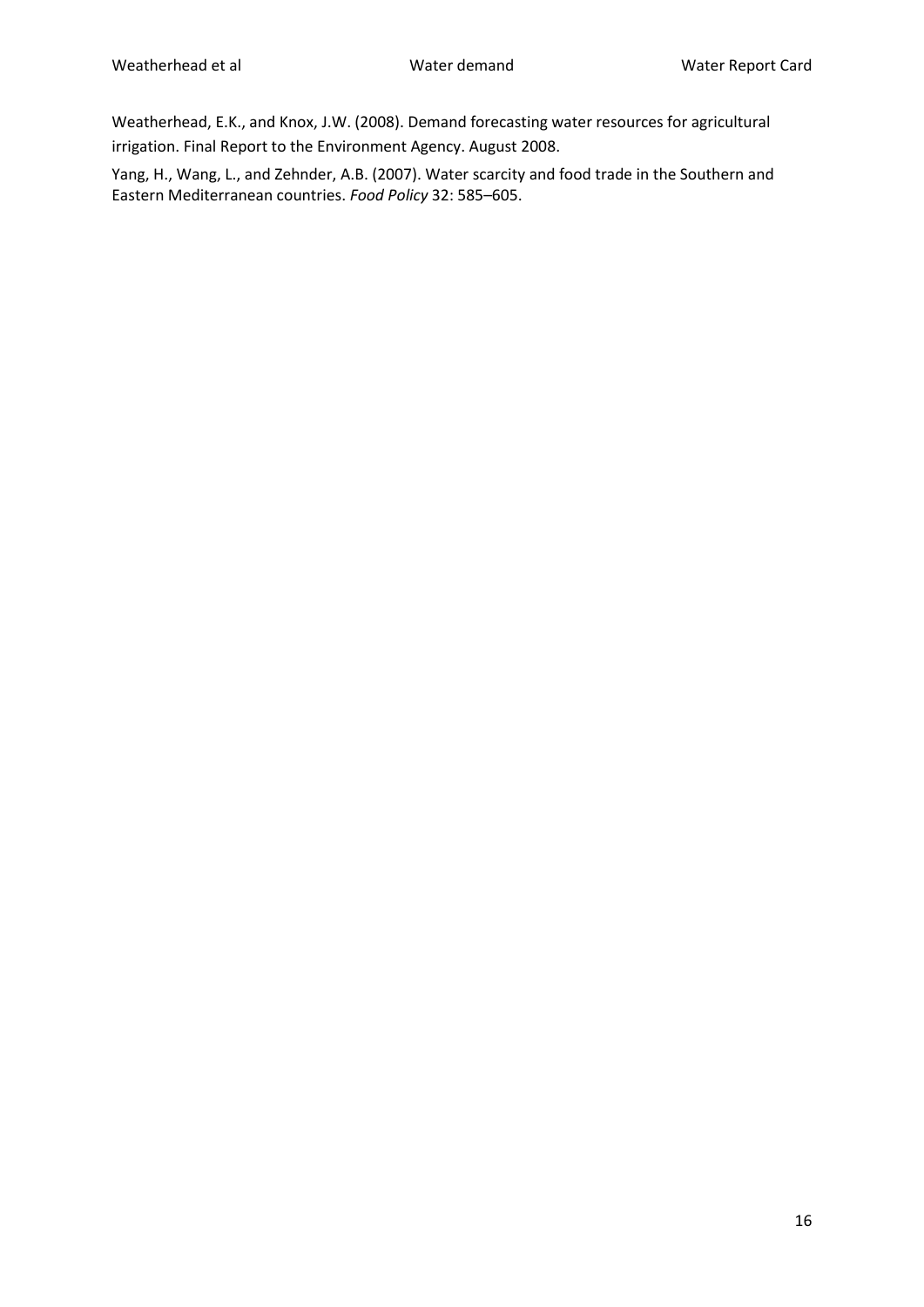Weatherhead, E.K., and Knox, J.W. (2008). Demand forecasting water resources for agricultural irrigation. Final Report to the Environment Agency. August 2008.

Yang, H., Wang, L., and Zehnder, A.B. (2007). Water scarcity and food trade in the Southern and Eastern Mediterranean countries. *Food Policy* 32: 585–605.